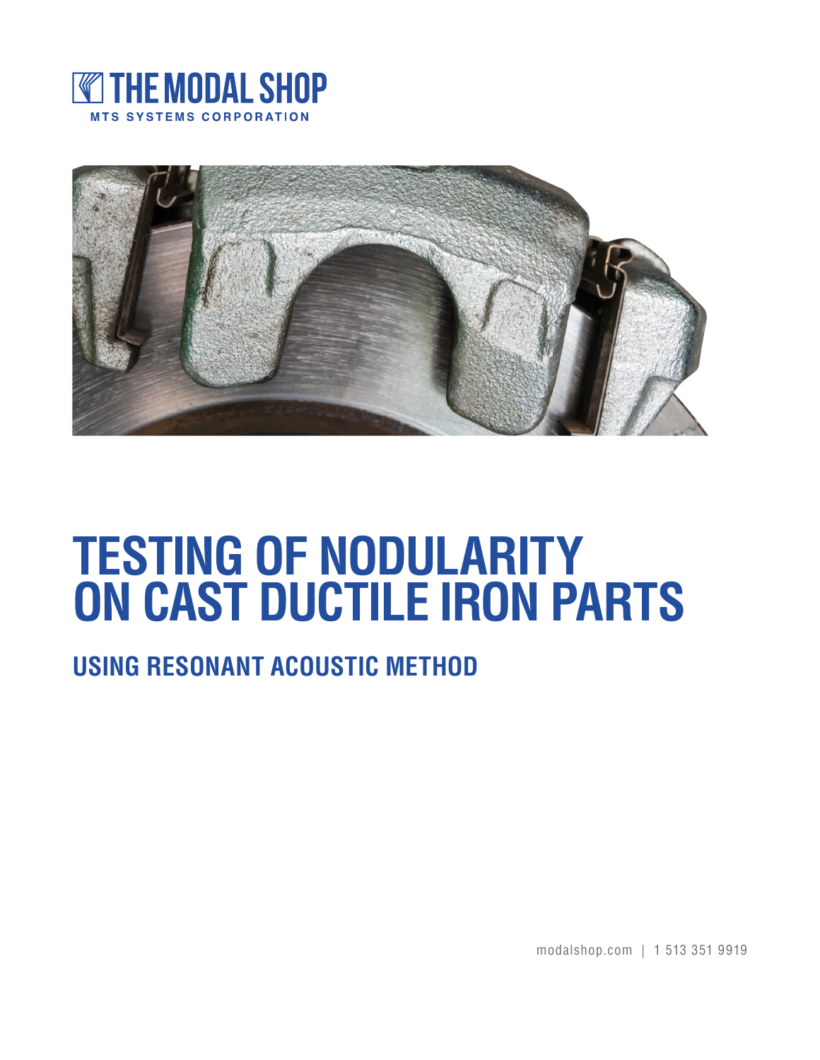THE MODAL SHOP

MTS SYSTEMS CORPORATION

# TESTING OF NODULARITY ON CAST DUCTILE IRON PARTS

## USING RESONANT ACOUSTIC METHOD

modalshop.com | 1 513 351 9919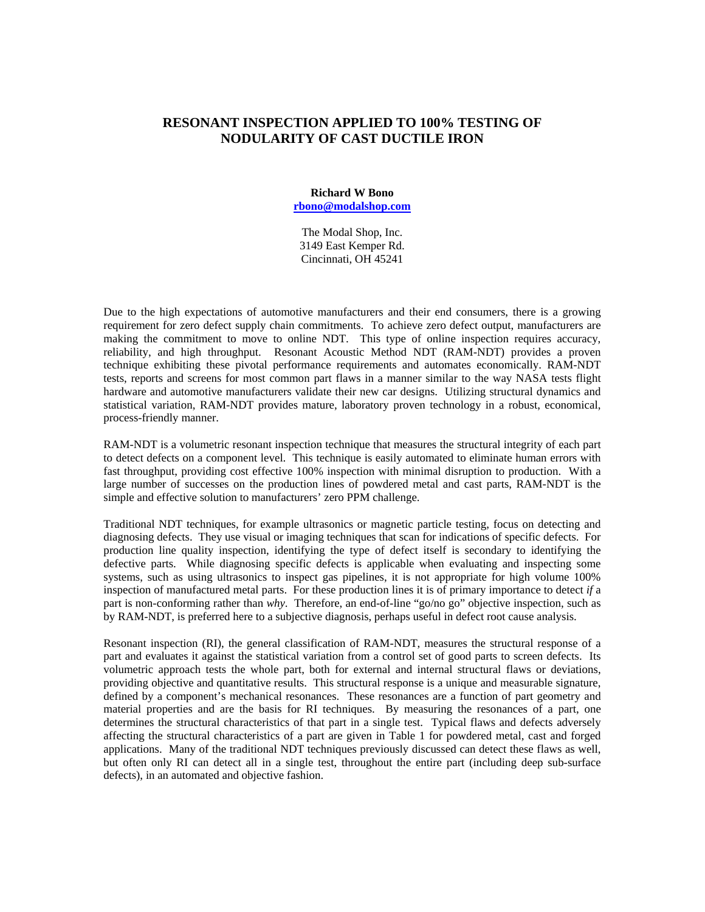# RESONANT INSPECTION APPLIED TO 100% TESTING OF NODULARITY OF CAST DUCTILE IRON

**Richard W Bono**
**rbono@modalshop.com**

The Modal Shop, Inc.
3149 East Kemper Rd.
Cincinnati, OH 45241

Due to the high expectations of automotive manufacturers and their end consumers, there is a growing requirement for zero defect supply chain commitments. To achieve zero defect output, manufacturers are making the commitment to move to online NDT. This type of online inspection requires accuracy, reliability, and high throughput. Resonant Acoustic Method NDT (RAM-NDT) provides a proven technique exhibiting these pivotal performance requirements and automates economically. RAM-NDT tests, reports and screens for most common part flaws in a manner similar to the way NASA tests flight hardware and automotive manufacturers validate their new car designs. Utilizing structural dynamics and statistical variation, RAM-NDT provides mature, laboratory proven technology in a robust, economical, process-friendly manner.

RAM-NDT is a volumetric resonant inspection technique that measures the structural integrity of each part to detect defects on a component level. This technique is easily automated to eliminate human errors with fast throughput, providing cost effective 100% inspection with minimal disruption to production. With a large number of successes on the production lines of powdered metal and cast parts, RAM-NDT is the simple and effective solution to manufacturers' zero PPM challenge.

Traditional NDT techniques, for example ultrasonics or magnetic particle testing, focus on detecting and diagnosing defects. They use visual or imaging techniques that scan for indications of specific defects. For production line quality inspection, identifying the type of defect itself is secondary to identifying the defective parts. While diagnosing specific defects is applicable when evaluating and inspecting some systems, such as using ultrasonics to inspect gas pipelines, it is not appropriate for high volume 100% inspection of manufactured metal parts. For these production lines it is of primary importance to detect *if* a part is non-conforming rather than *why*. Therefore, an end-of-line "go/no go" objective inspection, such as by RAM-NDT, is preferred here to a subjective diagnosis, perhaps useful in defect root cause analysis.

Resonant inspection (RI), the general classification of RAM-NDT, measures the structural response of a part and evaluates it against the statistical variation from a control set of good parts to screen defects. Its volumetric approach tests the whole part, both for external and internal structural flaws or deviations, providing objective and quantitative results. This structural response is a unique and measurable signature, defined by a component's mechanical resonances. These resonances are a function of part geometry and material properties and are the basis for RI techniques. By measuring the resonances of a part, one determines the structural characteristics of that part in a single test. Typical flaws and defects adversely affecting the structural characteristics of a part are given in Table 1 for powdered metal, cast and forged applications. Many of the traditional NDT techniques previously discussed can detect these flaws as well, but often only RI can detect all in a single test, throughout the entire part (including deep sub-surface defects), in an automated and objective fashion.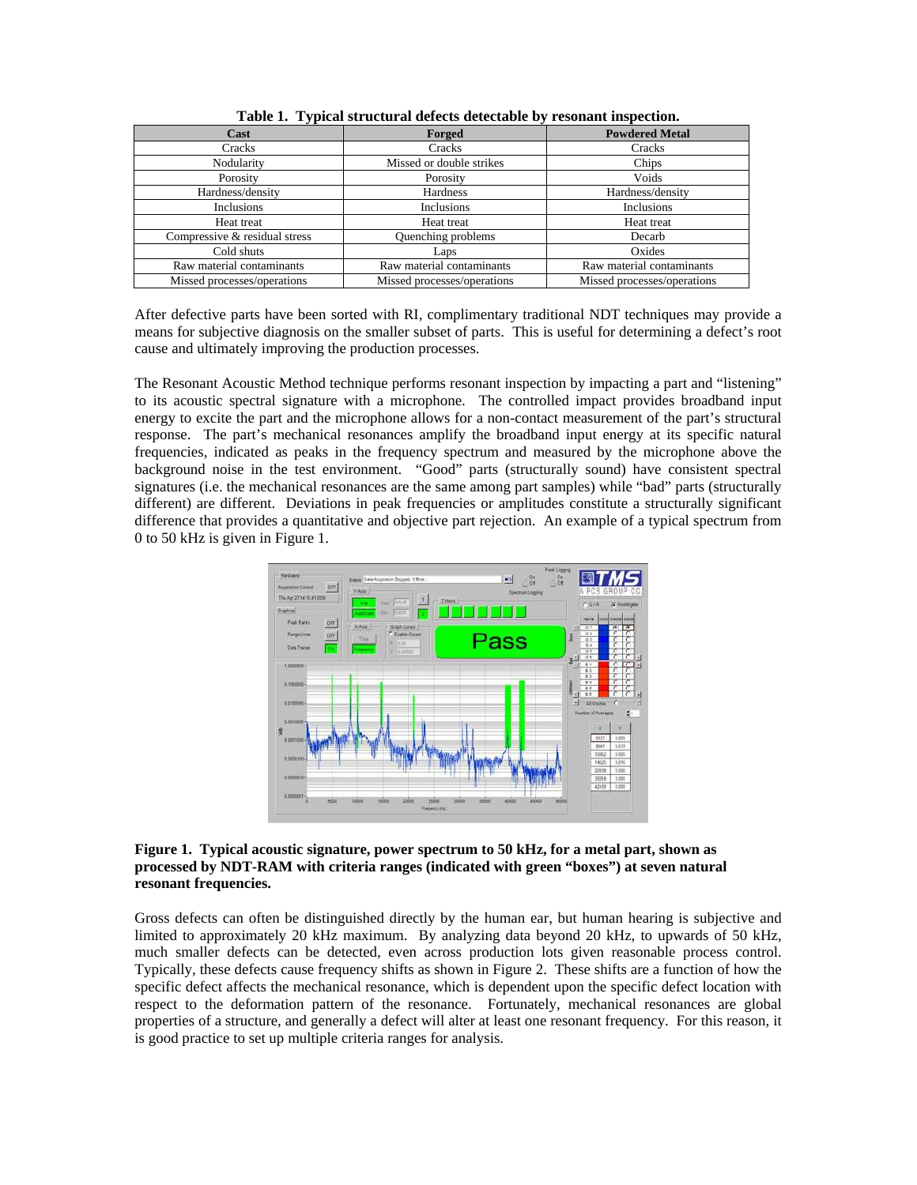**Table 1. Typical structural defects detectable by resonant inspection.**

| Cast | Forged | Powdered Metal |
|---|---|---|
| Cracks | Cracks | Cracks |
| Nodularity | Missed or double strikes | Chips |
| Porosity | Porosity | Voids |
| Hardness/density | Hardness | Hardness/density |
| Inclusions | Inclusions | Inclusions |
| Heat treat | Heat treat | Heat treat |
| Compressive & residual stress | Quenching problems | Decarb |
| Cold shuts | Laps | Oxides |
| Raw material contaminants | Raw material contaminants | Raw material contaminants |
| Missed processes/operations | Missed processes/operations | Missed processes/operations |

After defective parts have been sorted with RI, complimentary traditional NDT techniques may provide a means for subjective diagnosis on the smaller subset of parts. This is useful for determining a defect's root cause and ultimately improving the production processes.

The Resonant Acoustic Method technique performs resonant inspection by impacting a part and "listening" to its acoustic spectral signature with a microphone. The controlled impact provides broadband input energy to excite the part and the microphone allows for a non-contact measurement of the part's structural response. The part's mechanical resonances amplify the broadband input energy at its specific natural frequencies, indicated as peaks in the frequency spectrum and measured by the microphone above the background noise in the test environment. "Good" parts (structurally sound) have consistent spectral signatures (i.e. the mechanical resonances are the same among part samples) while "bad" parts (structurally different) are different. Deviations in peak frequencies or amplitudes constitute a structurally significant difference that provides a quantitative and objective part rejection. An example of a typical spectrum from 0 to 50 kHz is given in Figure 1.

**Figure 1. Typical acoustic signature, power spectrum to 50 kHz, for a metal part, shown as processed by NDT-RAM with criteria ranges (indicated with green "boxes") at seven natural resonant frequencies.**

Gross defects can often be distinguished directly by the human ear, but human hearing is subjective and limited to approximately 20 kHz maximum. By analyzing data beyond 20 kHz, to upwards of 50 kHz, much smaller defects can be detected, even across production lots given reasonable process control. Typically, these defects cause frequency shifts as shown in Figure 2. These shifts are a function of how the specific defect affects the mechanical resonance, which is dependent upon the specific defect location with respect to the deformation pattern of the resonance. Fortunately, mechanical resonances are global properties of a structure, and generally a defect will alter at least one resonant frequency. For this reason, it is good practice to set up multiple criteria ranges for analysis.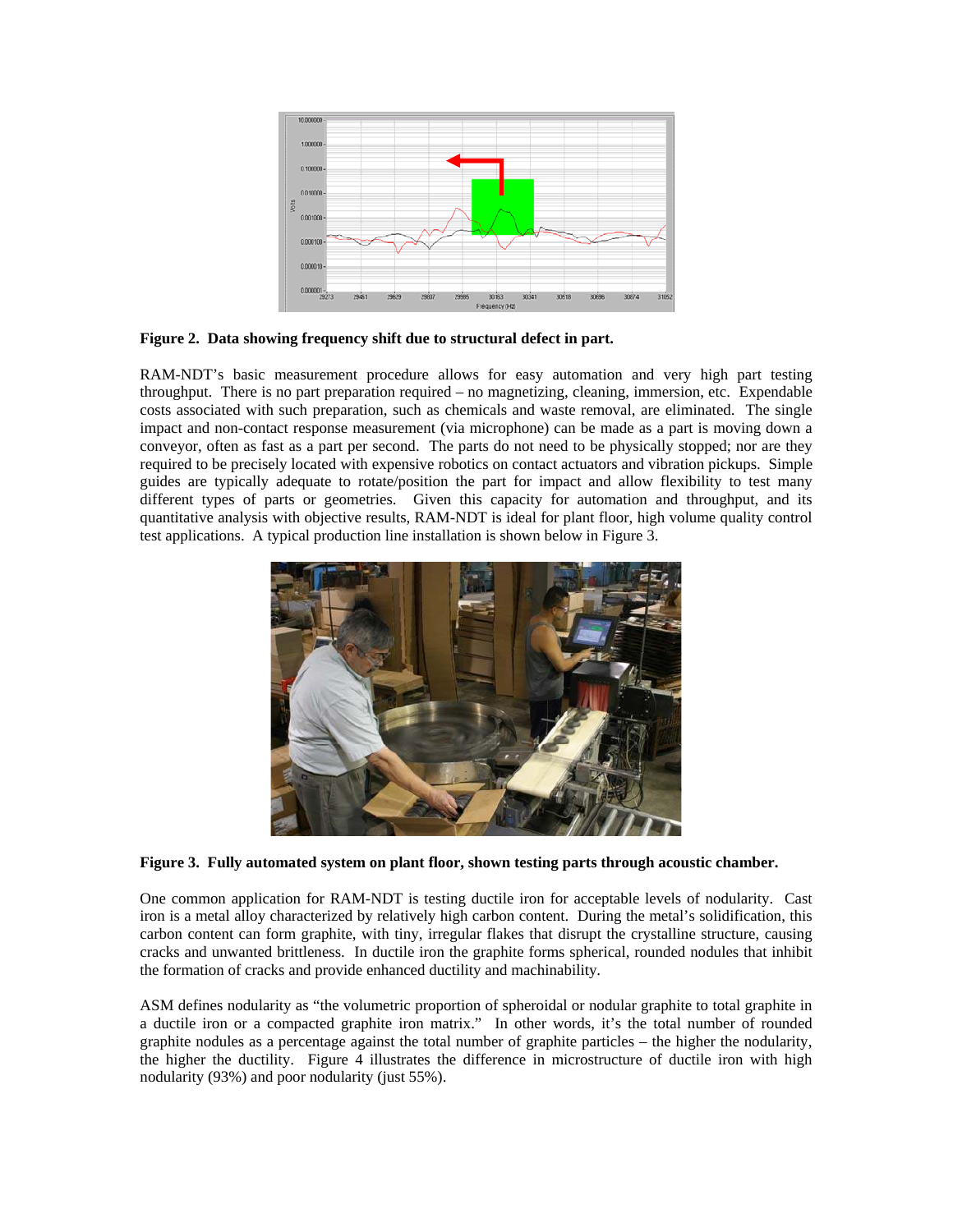**Figure 2. Data showing frequency shift due to structural defect in part.**

RAM-NDT's basic measurement procedure allows for easy automation and very high part testing throughput. There is no part preparation required – no magnetizing, cleaning, immersion, etc. Expendable costs associated with such preparation, such as chemicals and waste removal, are eliminated. The single impact and non-contact response measurement (via microphone) can be made as a part is moving down a conveyor, often as fast as a part per second. The parts do not need to be physically stopped; nor are they required to be precisely located with expensive robotics on contact actuators and vibration pickups. Simple guides are typically adequate to rotate/position the part for impact and allow flexibility to test many different types of parts or geometries. Given this capacity for automation and throughput, and its quantitative analysis with objective results, RAM-NDT is ideal for plant floor, high volume quality control test applications. A typical production line installation is shown below in Figure 3.

**Figure 3. Fully automated system on plant floor, shown testing parts through acoustic chamber.**

One common application for RAM-NDT is testing ductile iron for acceptable levels of nodularity. Cast iron is a metal alloy characterized by relatively high carbon content. During the metal's solidification, this carbon content can form graphite, with tiny, irregular flakes that disrupt the crystalline structure, causing cracks and unwanted brittleness. In ductile iron the graphite forms spherical, rounded nodules that inhibit the formation of cracks and provide enhanced ductility and machinability.

ASM defines nodularity as "the volumetric proportion of spheroidal or nodular graphite to total graphite in a ductile iron or a compacted graphite iron matrix." In other words, it's the total number of rounded graphite nodules as a percentage against the total number of graphite particles – the higher the nodularity, the higher the ductility. Figure 4 illustrates the difference in microstructure of ductile iron with high nodularity (93%) and poor nodularity (just 55%).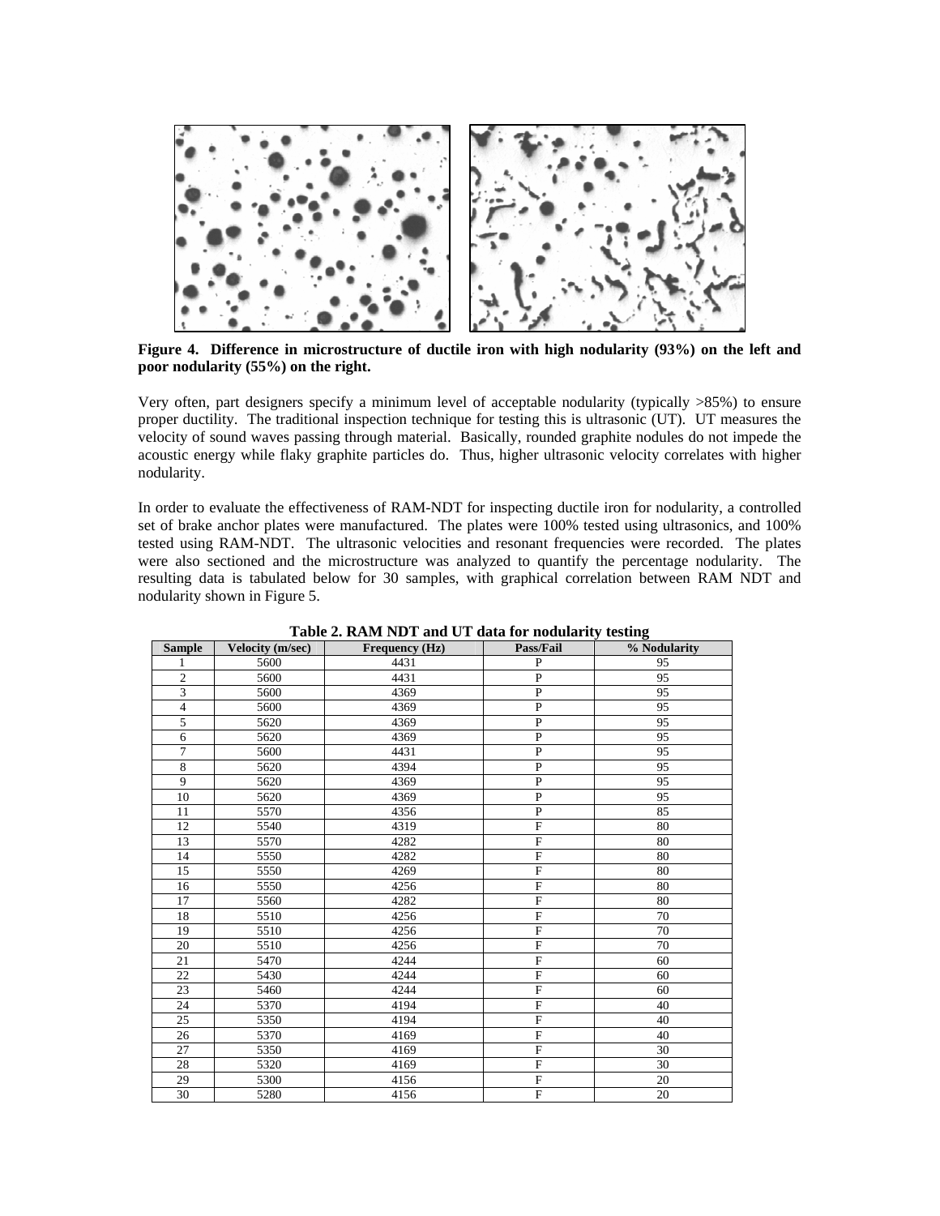**Figure 4. Difference in microstructure of ductile iron with high nodularity (93%) on the left and poor nodularity (55%) on the right.**

Very often, part designers specify a minimum level of acceptable nodularity (typically >85%) to ensure proper ductility. The traditional inspection technique for testing this is ultrasonic (UT). UT measures the velocity of sound waves passing through material. Basically, rounded graphite nodules do not impede the acoustic energy while flaky graphite particles do. Thus, higher ultrasonic velocity correlates with higher nodularity.

In order to evaluate the effectiveness of RAM-NDT for inspecting ductile iron for nodularity, a controlled set of brake anchor plates were manufactured. The plates were 100% tested using ultrasonics, and 100% tested using RAM-NDT. The ultrasonic velocities and resonant frequencies were recorded. The plates were also sectioned and the microstructure was analyzed to quantify the percentage nodularity. The resulting data is tabulated below for 30 samples, with graphical correlation between RAM NDT and nodularity shown in Figure 5.

**Table 2. RAM NDT and UT data for nodularity testing**

| Sample | Velocity (m/sec) | Frequency (Hz) | Pass/Fail | % Nodularity |
|---|---|---|---|---|
| 1 | 5600 | 4431 | P | 95 |
| 2 | 5600 | 4431 | P | 95 |
| 3 | 5600 | 4369 | P | 95 |
| 4 | 5600 | 4369 | P | 95 |
| 5 | 5620 | 4369 | P | 95 |
| 6 | 5620 | 4369 | P | 95 |
| 7 | 5600 | 4431 | P | 95 |
| 8 | 5620 | 4394 | P | 95 |
| 9 | 5620 | 4369 | P | 95 |
| 10 | 5620 | 4369 | P | 95 |
| 11 | 5570 | 4356 | P | 85 |
| 12 | 5540 | 4319 | F | 80 |
| 13 | 5570 | 4282 | F | 80 |
| 14 | 5550 | 4282 | F | 80 |
| 15 | 5550 | 4269 | F | 80 |
| 16 | 5550 | 4256 | F | 80 |
| 17 | 5560 | 4282 | F | 80 |
| 18 | 5510 | 4256 | F | 70 |
| 19 | 5510 | 4256 | F | 70 |
| 20 | 5510 | 4256 | F | 70 |
| 21 | 5470 | 4244 | F | 60 |
| 22 | 5430 | 4244 | F | 60 |
| 23 | 5460 | 4244 | F | 60 |
| 24 | 5370 | 4194 | F | 40 |
| 25 | 5350 | 4194 | F | 40 |
| 26 | 5370 | 4169 | F | 40 |
| 27 | 5350 | 4169 | F | 30 |
| 28 | 5320 | 4169 | F | 30 |
| 29 | 5300 | 4156 | F | 20 |
| 30 | 5280 | 4156 | F | 20 |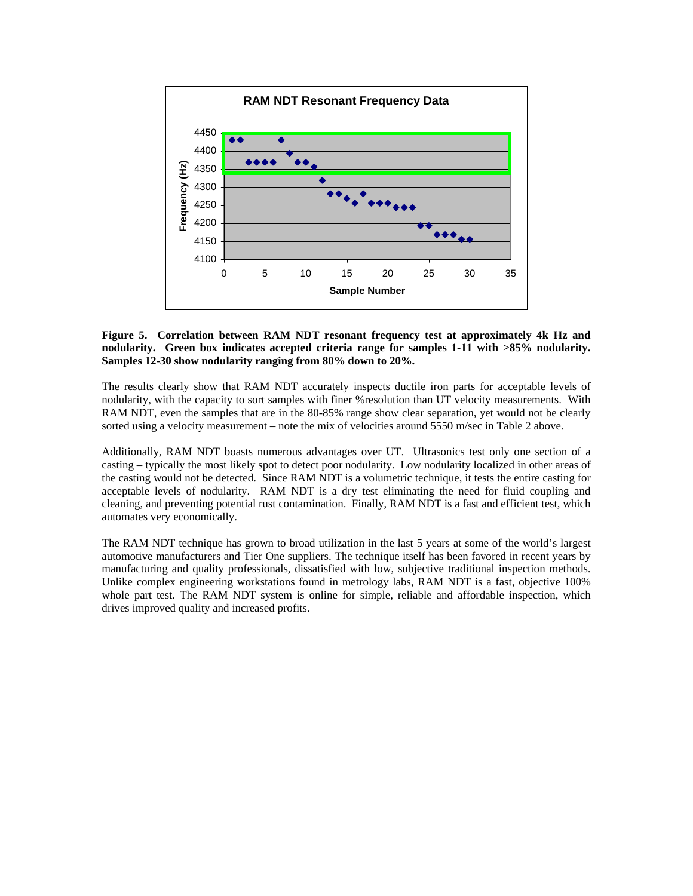**Figure 5. Correlation between RAM NDT resonant frequency test at approximately 4k Hz and nodularity. Green box indicates accepted criteria range for samples 1-11 with >85% nodularity. Samples 12-30 show nodularity ranging from 80% down to 20%.**

The results clearly show that RAM NDT accurately inspects ductile iron parts for acceptable levels of nodularity, with the capacity to sort samples with finer %resolution than UT velocity measurements. With RAM NDT, even the samples that are in the 80-85% range show clear separation, yet would not be clearly sorted using a velocity measurement – note the mix of velocities around 5550 m/sec in Table 2 above.

Additionally, RAM NDT boasts numerous advantages over UT. Ultrasonics test only one section of a casting – typically the most likely spot to detect poor nodularity. Low nodularity localized in other areas of the casting would not be detected. Since RAM NDT is a volumetric technique, it tests the entire casting for acceptable levels of nodularity. RAM NDT is a dry test eliminating the need for fluid coupling and cleaning, and preventing potential rust contamination. Finally, RAM NDT is a fast and efficient test, which automates very economically.

The RAM NDT technique has grown to broad utilization in the last 5 years at some of the world's largest automotive manufacturers and Tier One suppliers. The technique itself has been favored in recent years by manufacturing and quality professionals, dissatisfied with low, subjective traditional inspection methods. Unlike complex engineering workstations found in metrology labs, RAM NDT is a fast, objective 100% whole part test. The RAM NDT system is online for simple, reliable and affordable inspection, which drives improved quality and increased profits.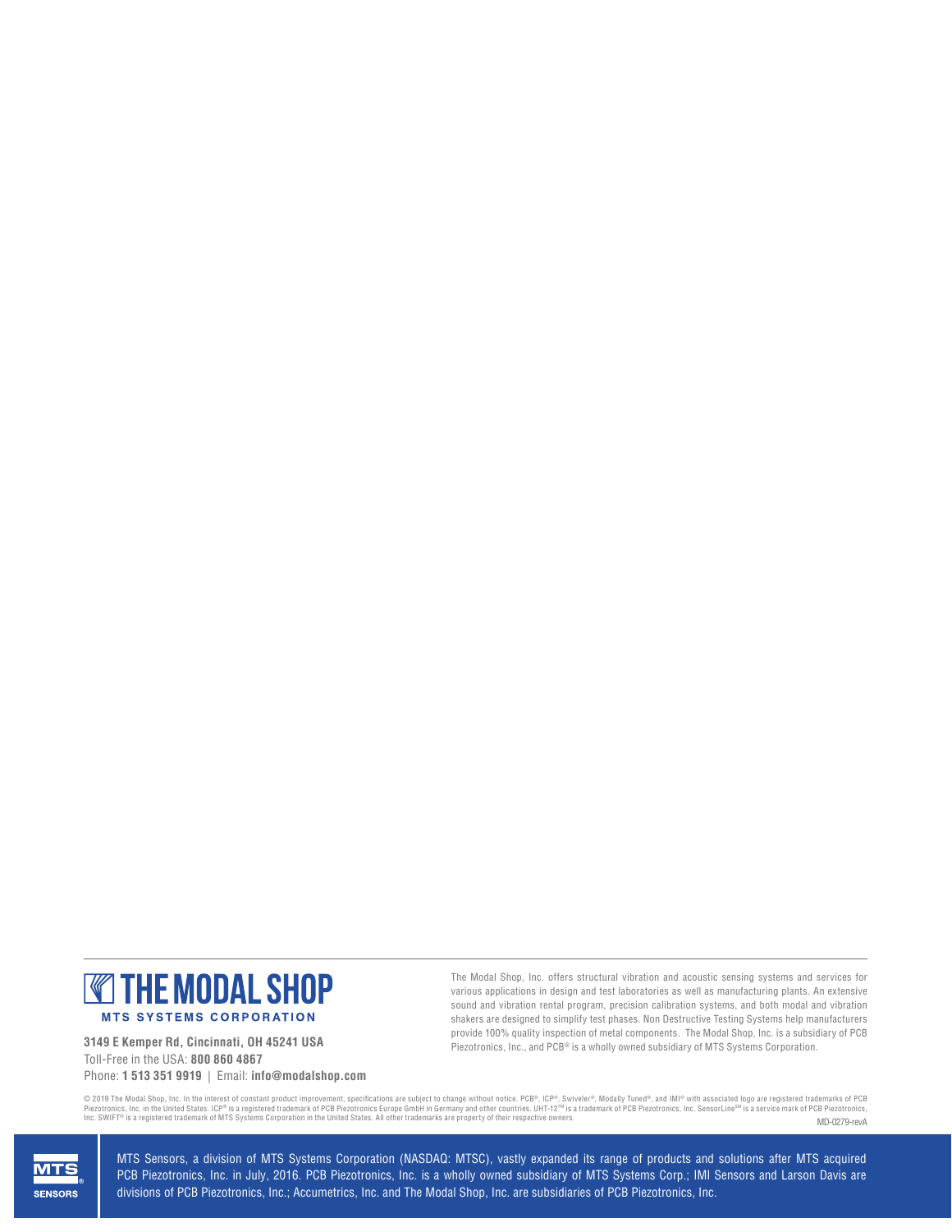**THE MODAL SHOP**
**MTS SYSTEMS CORPORATION**

**3149 E Kemper Rd, Cincinnati, OH 45241 USA**
Toll-Free in the USA: **800 860 4867**
Phone: **1 513 351 9919** | Email: **info@modalshop.com**

The Modal Shop, Inc. offers structural vibration and acoustic sensing systems and services for various applications in design and test laboratories as well as manufacturing plants. An extensive sound and vibration rental program, precision calibration systems, and both modal and vibration shakers are designed to simplify test phases. Non Destructive Testing Systems help manufacturers provide 100% quality inspection of metal components. The Modal Shop, Inc. is a subsidiary of PCB Piezotronics, Inc., and PCB® is a wholly owned subsidiary of MTS Systems Corporation.

© 2019 The Modal Shop, Inc. In the interest of constant product improvement, specifications are subject to change without notice. PCB®, ICP®, Swiveler®, Modally Tuned®, and IMI® with associated logo are registered trademarks of PCB Piezotronics, Inc. in the United States. ICP® is a registered trademark of PCB Piezotronics Europe GmbH in Germany and other countries. UHT-12™ is a trademark of PCB Piezotronics, Inc. SensorLine℠ is a service mark of PCB Piezotronics, Inc. SWIFT® is a registered trademark of MTS Systems Corporation in the United States. All other trademarks are property of their respective owners.

MD-0279-revA

MTS SENSORS

MTS Sensors, a division of MTS Systems Corporation (NASDAQ: MTSC), vastly expanded its range of products and solutions after MTS acquired PCB Piezotronics, Inc. in July, 2016. PCB Piezotronics, Inc. is a wholly owned subsidiary of MTS Systems Corp.; IMI Sensors and Larson Davis are divisions of PCB Piezotronics, Inc.; Accumetrics, Inc. and The Modal Shop, Inc. are subsidiaries of PCB Piezotronics, Inc.